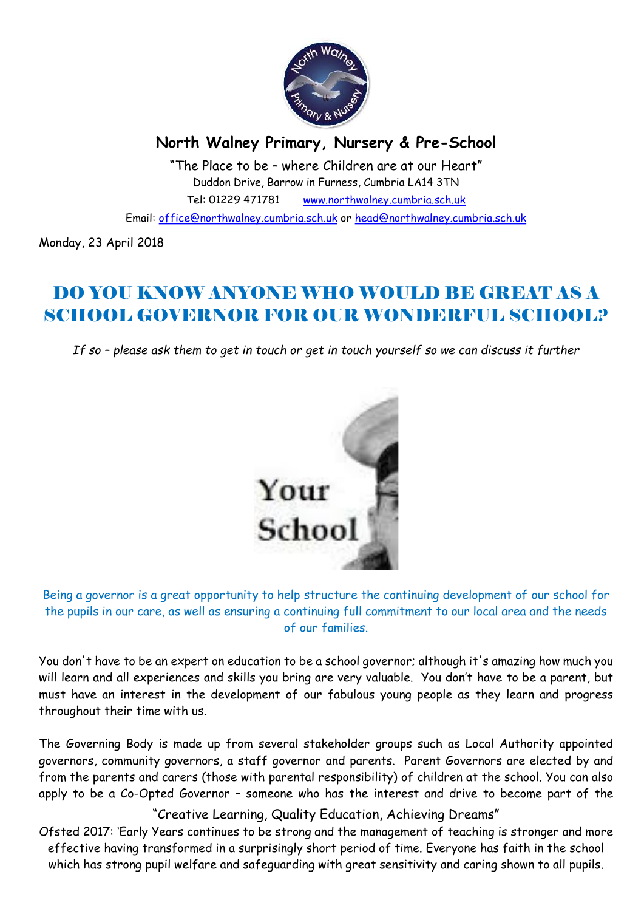**North Walney Primary, Nursery & Pre-School**

"The Place to be – where Children are at our Heart"
Duddon Drive, Barrow in Furness, Cumbria LA14 3TN
Tel: 01229 471781 www.northwalney.cumbria.sch.uk
Email: office@northwalney.cumbria.sch.uk or head@northwalney.cumbria.sch.uk

Monday, 23 April 2018

# DO YOU KNOW ANYONE WHO WOULD BE GREAT AS A SCHOOL GOVERNOR FOR OUR WONDERFUL SCHOOL?

*If so – please ask them to get in touch or get in touch yourself so we can discuss it further*

Being a governor is a great opportunity to help structure the continuing development of our school for the pupils in our care, as well as ensuring a continuing full commitment to our local area and the needs of our families.

You don't have to be an expert on education to be a school governor; although it's amazing how much you will learn and all experiences and skills you bring are very valuable. You don't have to be a parent, but must have an interest in the development of our fabulous young people as they learn and progress throughout their time with us.

The Governing Body is made up from several stakeholder groups such as Local Authority appointed governors, community governors, a staff governor and parents. Parent Governors are elected by and from the parents and carers (those with parental responsibility) of children at the school. You can also apply to be a Co-Opted Governor – someone who has the interest and drive to become part of the

"Creative Learning, Quality Education, Achieving Dreams"

Ofsted 2017: 'Early Years continues to be strong and the management of teaching is stronger and more effective having transformed in a surprisingly short period of time. Everyone has faith in the school which has strong pupil welfare and safeguarding with great sensitivity and caring shown to all pupils.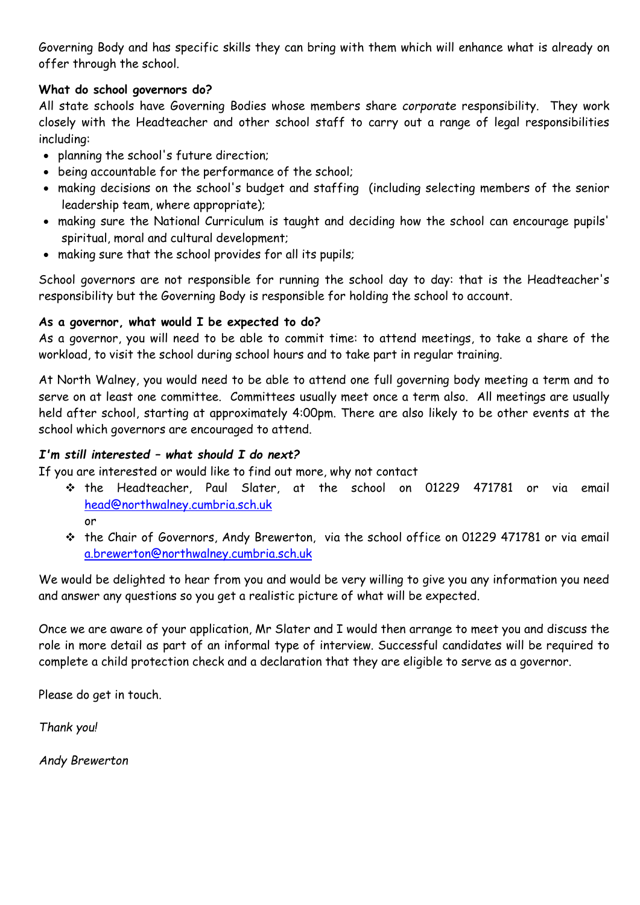Governing Body and has specific skills they can bring with them which will enhance what is already on offer through the school.

**What do school governors do?**

All state schools have Governing Bodies whose members share *corporate* responsibility. They work closely with the Headteacher and other school staff to carry out a range of legal responsibilities including:

- planning the school's future direction;
- being accountable for the performance of the school;
- making decisions on the school's budget and staffing (including selecting members of the senior leadership team, where appropriate);
- making sure the National Curriculum is taught and deciding how the school can encourage pupils' spiritual, moral and cultural development;
- making sure that the school provides for all its pupils;

School governors are not responsible for running the school day to day: that is the Headteacher's responsibility but the Governing Body is responsible for holding the school to account.

**As a governor, what would I be expected to do?**

As a governor, you will need to be able to commit time: to attend meetings, to take a share of the workload, to visit the school during school hours and to take part in regular training.

At North Walney, you would need to be able to attend one full governing body meeting a term and to serve on at least one committee. Committees usually meet once a term also. All meetings are usually held after school, starting at approximately 4:00pm. There are also likely to be other events at the school which governors are encouraged to attend.

***I'm still interested – what should I do next?***

If you are interested or would like to find out more, why not contact

- the Headteacher, Paul Slater, at the school on 01229 471781 or via email head@northwalney.cumbria.sch.uk

  or
- the Chair of Governors, Andy Brewerton, via the school office on 01229 471781 or via email a.brewerton@northwalney.cumbria.sch.uk

We would be delighted to hear from you and would be very willing to give you any information you need and answer any questions so you get a realistic picture of what will be expected.

Once we are aware of your application, Mr Slater and I would then arrange to meet you and discuss the role in more detail as part of an informal type of interview. Successful candidates will be required to complete a child protection check and a declaration that they are eligible to serve as a governor.

Please do get in touch.

*Thank you!*

*Andy Brewerton*